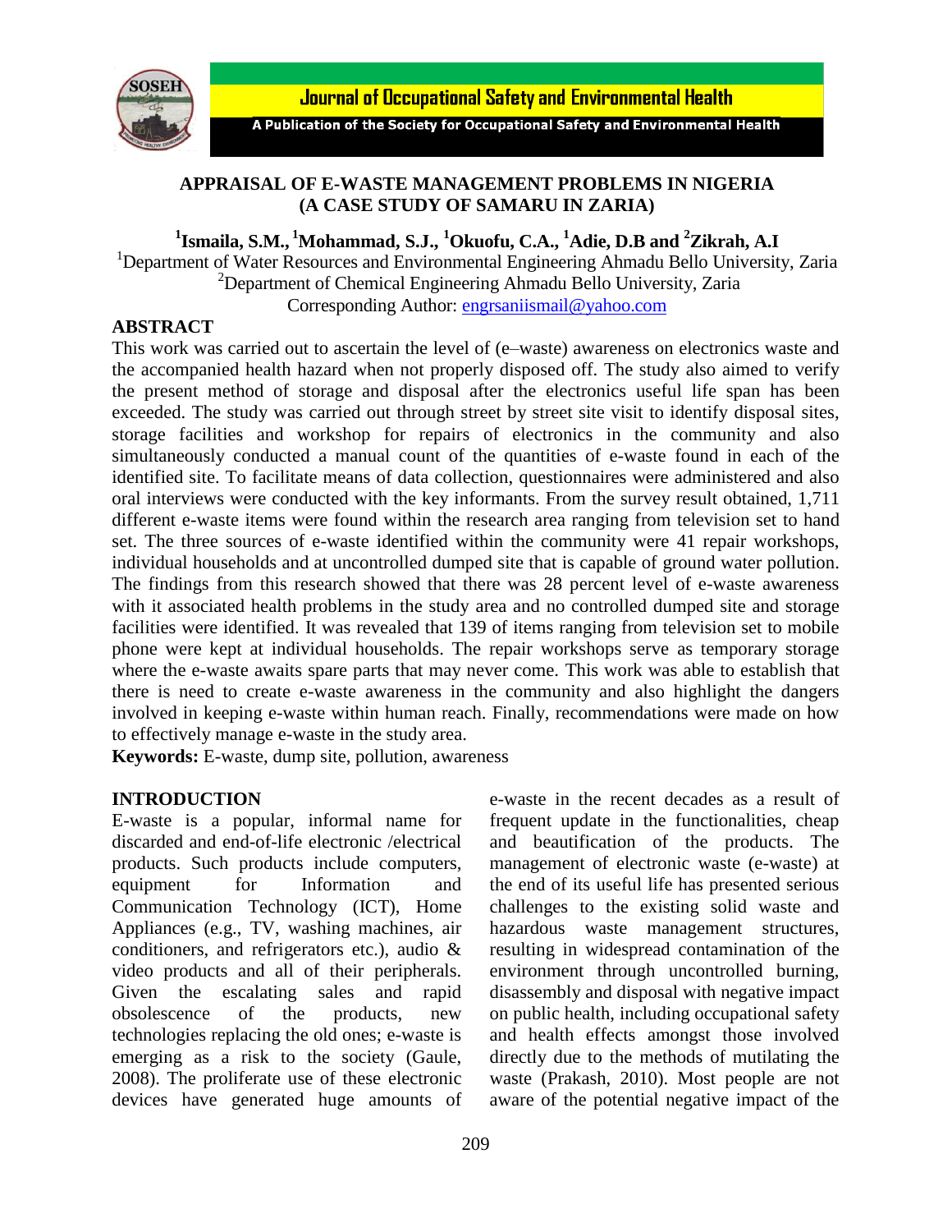# APPRAISAL OF E-WASTE MANAGEMENT PROBLEMS IN NIGERIA (A CASE STUDY OF SAMARU IN ZARIA)

**[1]Ismaila, S.M., [1]Mohammad, S.J., [1]Okuofu, C.A., [1]Adie, D.B and [2]Zikrah, A.I**

[1]Department of Water Resources and Environmental Engineering Ahmadu Bello University, Zaria
[2]Department of Chemical Engineering Ahmadu Bello University, Zaria
Corresponding Author: engrsaniismail@yahoo.com

## ABSTRACT

This work was carried out to ascertain the level of (e–waste) awareness on electronics waste and the accompanied health hazard when not properly disposed off. The study also aimed to verify the present method of storage and disposal after the electronics useful life span has been exceeded. The study was carried out through street by street site visit to identify disposal sites, storage facilities and workshop for repairs of electronics in the community and also simultaneously conducted a manual count of the quantities of e-waste found in each of the identified site. To facilitate means of data collection, questionnaires were administered and also oral interviews were conducted with the key informants. From the survey result obtained, 1,711 different e-waste items were found within the research area ranging from television set to hand set. The three sources of e-waste identified within the community were 41 repair workshops, individual households and at uncontrolled dumped site that is capable of ground water pollution. The findings from this research showed that there was 28 percent level of e-waste awareness with it associated health problems in the study area and no controlled dumped site and storage facilities were identified. It was revealed that 139 of items ranging from television set to mobile phone were kept at individual households. The repair workshops serve as temporary storage where the e-waste awaits spare parts that may never come. This work was able to establish that there is need to create e-waste awareness in the community and also highlight the dangers involved in keeping e-waste within human reach. Finally, recommendations were made on how to effectively manage e-waste in the study area.

**Keywords:** E-waste, dump site, pollution, awareness

## INTRODUCTION

E-waste is a popular, informal name for discarded and end-of-life electronic /electrical products. Such products include computers, equipment for Information and Communication Technology (ICT), Home Appliances (e.g., TV, washing machines, air conditioners, and refrigerators etc.), audio & video products and all of their peripherals. Given the escalating sales and rapid obsolescence of the products, new technologies replacing the old ones; e-waste is emerging as a risk to the society (Gaule, 2008). The proliferate use of these electronic devices have generated huge amounts of e-waste in the recent decades as a result of frequent update in the functionalities, cheap and beautification of the products. The management of electronic waste (e-waste) at the end of its useful life has presented serious challenges to the existing solid waste and hazardous waste management structures, resulting in widespread contamination of the environment through uncontrolled burning, disassembly and disposal with negative impact on public health, including occupational safety and health effects amongst those involved directly due to the methods of mutilating the waste (Prakash, 2010). Most people are not aware of the potential negative impact of the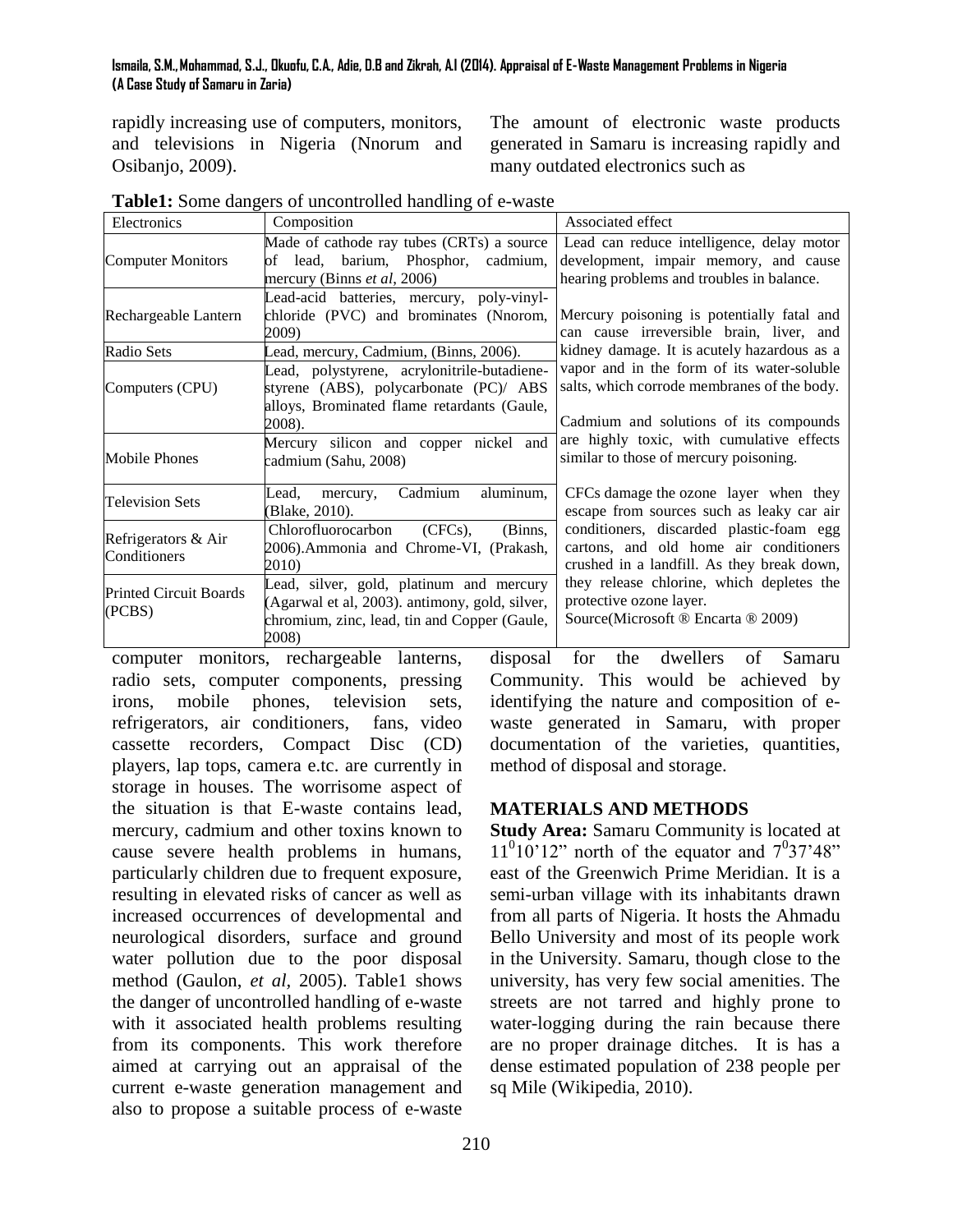rapidly increasing use of computers, monitors, and televisions in Nigeria (Nnorum and Osibanjo, 2009).

The amount of electronic waste products generated in Samaru is increasing rapidly and many outdated electronics such as

**Table1:** Some dangers of uncontrolled handling of e-waste

| Electronics | Composition | Associated effect |
|---|---|---|
| Computer Monitors | Made of cathode ray tubes (CRTs) a source of lead, barium, Phosphor, cadmium, mercury (Binns *et al*, 2006) | Lead can reduce intelligence, delay motor development, impair memory, and cause hearing problems and troubles in balance. |
| Rechargeable Lantern | Lead-acid batteries, mercury, poly-vinyl-chloride (PVC) and brominates (Nnorom, 2009) | Mercury poisoning is potentially fatal and can cause irreversible brain, liver, and kidney damage. It is acutely hazardous as a vapor and in the form of its water-soluble salts, which corrode membranes of the body. Cadmium and solutions of its compounds are highly toxic, with cumulative effects similar to those of mercury poisoning. |
| Radio Sets | Lead, mercury, Cadmium, (Binns, 2006). | |
| Computers (CPU) | Lead, polystyrene, acrylonitrile-butadiene-styrene (ABS), polycarbonate (PC)/ ABS alloys, Brominated flame retardants (Gaule, 2008). | |
| Mobile Phones | Mercury silicon and copper nickel and cadmium (Sahu, 2008) | |
| Television Sets | Lead, mercury, Cadmium aluminum, (Blake, 2010). | CFCs damage the ozone layer when they escape from sources such as leaky car air conditioners, discarded plastic-foam egg cartons, and old home air conditioners crushed in a landfill. As they break down, they release chlorine, which depletes the protective ozone layer. Source(Microsoft ® Encarta ® 2009) |
| Refrigerators & Air Conditioners | Chlorofluorocarbon (CFCs), (Binns, 2006).Ammonia and Chrome-VI, (Prakash, 2010) | |
| Printed Circuit Boards (PCBS) | Lead, silver, gold, platinum and mercury (Agarwal et al, 2003). antimony, gold, silver, chromium, zinc, lead, tin and Copper (Gaule, 2008) | |

computer monitors, rechargeable lanterns, radio sets, computer components, pressing irons, mobile phones, television sets, refrigerators, air conditioners, fans, video cassette recorders, Compact Disc (CD) players, lap tops, camera e.tc. are currently in storage in houses. The worrisome aspect of the situation is that E-waste contains lead, mercury, cadmium and other toxins known to cause severe health problems in humans, particularly children due to frequent exposure, resulting in elevated risks of cancer as well as increased occurrences of developmental and neurological disorders, surface and ground water pollution due to the poor disposal method (Gaulon, *et al*, 2005). Table1 shows the danger of uncontrolled handling of e-waste with it associated health problems resulting from its components. This work therefore aimed at carrying out an appraisal of the current e-waste generation management and also to propose a suitable process of e-waste disposal for the dwellers of Samaru Community. This would be achieved by identifying the nature and composition of e-waste generated in Samaru, with proper documentation of the varieties, quantities, method of disposal and storage.

## MATERIALS AND METHODS

**Study Area:** Samaru Community is located at $11^{0}10'12"$ north of the equator and $7^{0}37'48"$ east of the Greenwich Prime Meridian. It is a semi-urban village with its inhabitants drawn from all parts of Nigeria. It hosts the Ahmadu Bello University and most of its people work in the University. Samaru, though close to the university, has very few social amenities. The streets are not tarred and highly prone to water-logging during the rain because there are no proper drainage ditches. It is has a dense estimated population of 238 people per sq Mile (Wikipedia, 2010).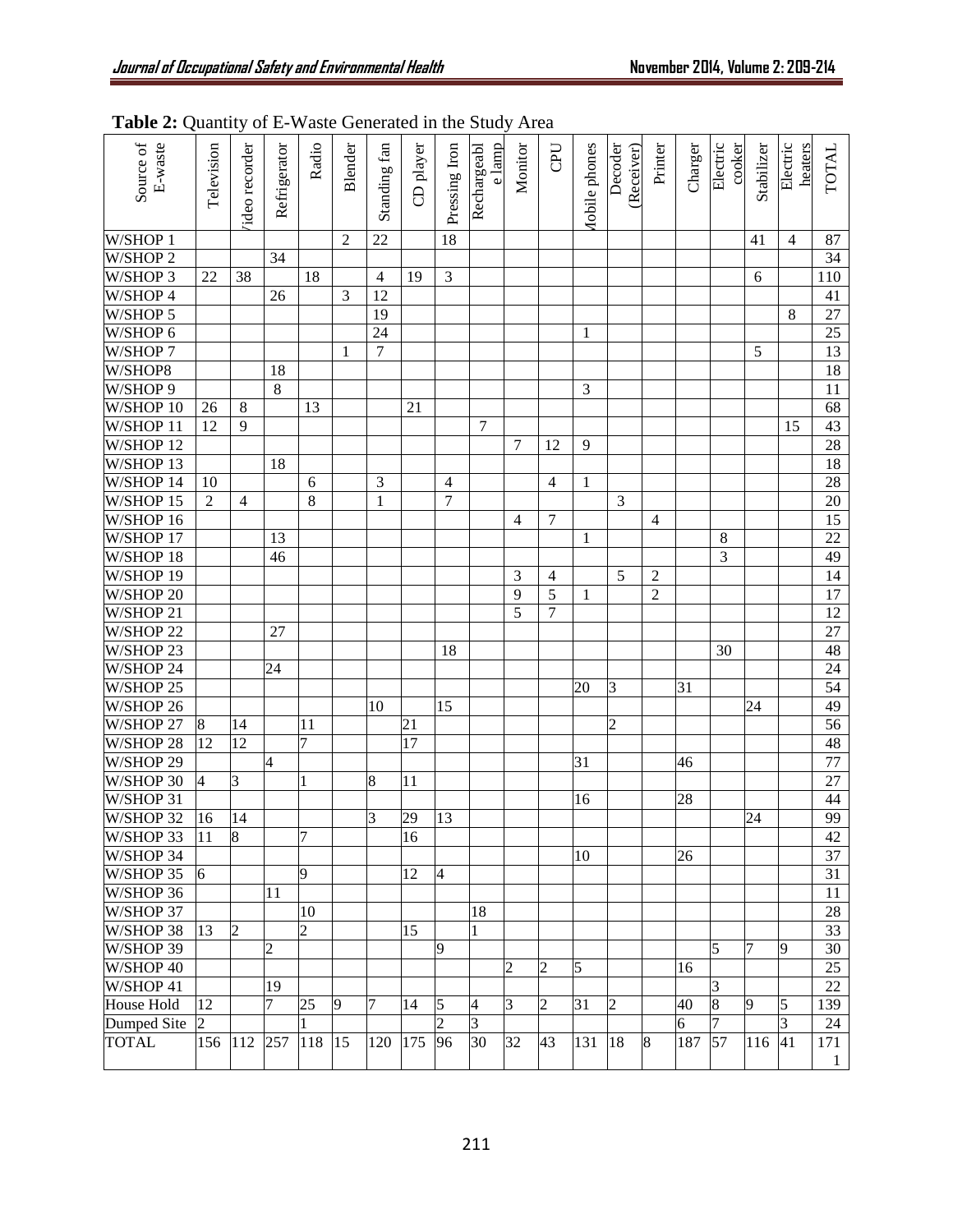**Table 2:** Quantity of E-Waste Generated in the Study Area

| Source of E-waste | Television | Video recorder | Refrigerator | Radio | Blender | Standing fan | CD player | Pressing Iron | Rechargeable lamp | Monitor | CPU | Mobile phones | Decoder (Receiver) | Printer | Charger | Electric cooker | Stabilizer | Electric heaters | TOTAL |
|---|---|---|---|---|---|---|---|---|---|---|---|---|---|---|---|---|---|---|---|
| W/SHOP 1 | | | | | 2 | 22 | | 18 | | | | | | | | | 41 | 4 | 87 |
| W/SHOP 2 | | | 34 | | | | | | | | | | | | | | | | 34 |
| W/SHOP 3 | 22 | 38 | | 18 | | 4 | 19 | 3 | | | | | | | | | 6 | | 110 |
| W/SHOP 4 | | | 26 | | 3 | 12 | | | | | | | | | | | | | 41 |
| W/SHOP 5 | | | | | | 19 | | | | | | | | | | | | 8 | 27 |
| W/SHOP 6 | | | | | | 24 | | | | | | 1 | | | | | | | 25 |
| W/SHOP 7 | | | | | 1 | 7 | | | | | | | | | | | 5 | | 13 |
| W/SHOP8 | | | 18 | | | | | | | | | | | | | | | | 18 |
| W/SHOP 9 | | | 8 | | | | | | | | | 3 | | | | | | | 11 |
| W/SHOP 10 | 26 | 8 | | 13 | | | 21 | | | | | | | | | | | | 68 |
| W/SHOP 11 | 12 | 9 | | | | | | | 7 | | | | | | | | | 15 | 43 |
| W/SHOP 12 | | | | | | | | | | 7 | 12 | 9 | | | | | | | 28 |
| W/SHOP 13 | | | 18 | | | | | | | | | | | | | | | | 18 |
| W/SHOP 14 | 10 | | | 6 | | 3 | | 4 | | | 4 | 1 | | | | | | | 28 |
| W/SHOP 15 | 2 | 4 | | 8 | | 1 | | 7 | | | | | 3 | | | | | | 20 |
| W/SHOP 16 | | | | | | | | | | 4 | 7 | | | 4 | | | | | 15 |
| W/SHOP 17 | | | 13 | | | | | | | | | 1 | | | | 8 | | | 22 |
| W/SHOP 18 | | | 46 | | | | | | | | | | | | | 3 | | | 49 |
| W/SHOP 19 | | | | | | | | | | 3 | 4 | | 5 | 2 | | | | | 14 |
| W/SHOP 20 | | | | | | | | | | 9 | 5 | 1 | | 2 | | | | | 17 |
| W/SHOP 21 | | | | | | | | | | 5 | 7 | | | | | | | | 12 |
| W/SHOP 22 | | | 27 | | | | | | | | | | | | | | | | 27 |
| W/SHOP 23 | | | | | | | | 18 | | | | | | | | 30 | | | 48 |
| W/SHOP 24 | | | 24 | | | | | | | | | | | | | | | | 24 |
| W/SHOP 25 | | | | | | | | | | | | 20 | 3 | | 31 | | | | 54 |
| W/SHOP 26 | | | | | | 10 | | 15 | | | | | | | | | 24 | | 49 |
| W/SHOP 27 | 8 | 14 | | 11 | | | 21 | | | | | | 2 | | | | | | 56 |
| W/SHOP 28 | 12 | 12 | | 7 | | | 17 | | | | | | | | | | | | 48 |
| W/SHOP 29 | | | 4 | | | | | | | | | 31 | | | 46 | | | | 77 |
| W/SHOP 30 | 4 | 3 | | 1 | | 8 | 11 | | | | | | | | | | | | 27 |
| W/SHOP 31 | | | | | | | | | | | | 16 | | | 28 | | | | 44 |
| W/SHOP 32 | 16 | 14 | | | | 3 | 29 | 13 | | | | | | | | | 24 | | 99 |
| W/SHOP 33 | 11 | 8 | | 7 | | | 16 | | | | | | | | | | | | 42 |
| W/SHOP 34 | | | | | | | | | | | | 10 | | | 26 | | | | 37 |
| W/SHOP 35 | 6 | | | 9 | | | 12 | 4 | | | | | | | | | | | 31 |
| W/SHOP 36 | | | 11 | | | | | | | | | | | | | | | | 11 |
| W/SHOP 37 | | | | 10 | | | | | 18 | | | | | | | | | | 28 |
| W/SHOP 38 | 13 | 2 | | 2 | | | 15 | | 1 | | | | | | | | | | 33 |
| W/SHOP 39 | | | 2 | | | | | 9 | | | | | | | | 5 | 7 | 9 | 30 |
| W/SHOP 40 | | | | | | | | | | 2 | 2 | 5 | | | 16 | | | | 25 |
| W/SHOP 41 | | | 19 | | | | | | | | | | | | | 3 | | | 22 |
| House Hold | 12 | | 7 | 25 | 9 | 7 | 14 | 5 | 4 | 3 | 2 | 31 | 2 | | 40 | 8 | 9 | 5 | 139 |
| Dumped Site | 2 | | | 1 | | | | 2 | 3 | | | | | | 6 | 7 | | 3 | 24 |
| TOTAL | 156 | 112 | 257 | 118 | 15 | 120 | 175 | 96 | 30 | 32 | 43 | 131 | 18 | 8 | 187 | 57 | 116 | 41 | 1711 |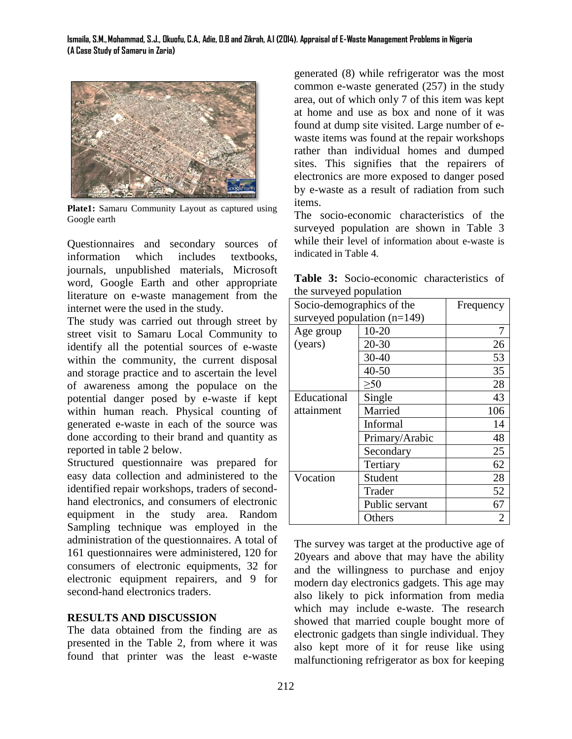Plate1: Samaru Community Layout as captured using Google earth

Questionnaires and secondary sources of information which includes textbooks, journals, unpublished materials, Microsoft word, Google Earth and other appropriate literature on e-waste management from the internet were the used in the study.

The study was carried out through street by street visit to Samaru Local Community to identify all the potential sources of e-waste within the community, the current disposal and storage practice and to ascertain the level of awareness among the populace on the potential danger posed by e-waste if kept within human reach. Physical counting of generated e-waste in each of the source was done according to their brand and quantity as reported in table 2 below.

Structured questionnaire was prepared for easy data collection and administered to the identified repair workshops, traders of second-hand electronics, and consumers of electronic equipment in the study area. Random Sampling technique was employed in the administration of the questionnaires. A total of 161 questionnaires were administered, 120 for consumers of electronic equipments, 32 for electronic equipment repairers, and 9 for second-hand electronics traders.

**RESULTS AND DISCUSSION**

The data obtained from the finding are as presented in the Table 2, from where it was found that printer was the least e-waste generated (8) while refrigerator was the most common e-waste generated (257) in the study area, out of which only 7 of this item was kept at home and use as box and none of it was found at dump site visited. Large number of e-waste items was found at the repair workshops rather than individual homes and dumped sites. This signifies that the repairers of electronics are more exposed to danger posed by e-waste as a result of radiation from such items.

The socio-economic characteristics of the surveyed population are shown in Table 3 while their level of information about e-waste is indicated in Table 4.

**Table 3:** Socio-economic characteristics of the surveyed population

| Socio-demographics of the surveyed population (n=149) | | Frequency |
|---|---|---|
| Age group (years) | 10-20 | 7 |
| | 20-30 | 26 |
| | 30-40 | 53 |
| | 40-50 | 35 |
| | ≥50 | 28 |
| Educational attainment | Single | 43 |
| | Married | 106 |
| | Informal | 14 |
| | Primary/Arabic | 48 |
| | Secondary | 25 |
| | Tertiary | 62 |
| Vocation | Student | 28 |
| | Trader | 52 |
| | Public servant | 67 |
| | Others | 2 |

The survey was target at the productive age of 20years and above that may have the ability and the willingness to purchase and enjoy modern day electronics gadgets. This age may also likely to pick information from media which may include e-waste. The research showed that married couple bought more of electronic gadgets than single individual. They also kept more of it for reuse like using malfunctioning refrigerator as box for keeping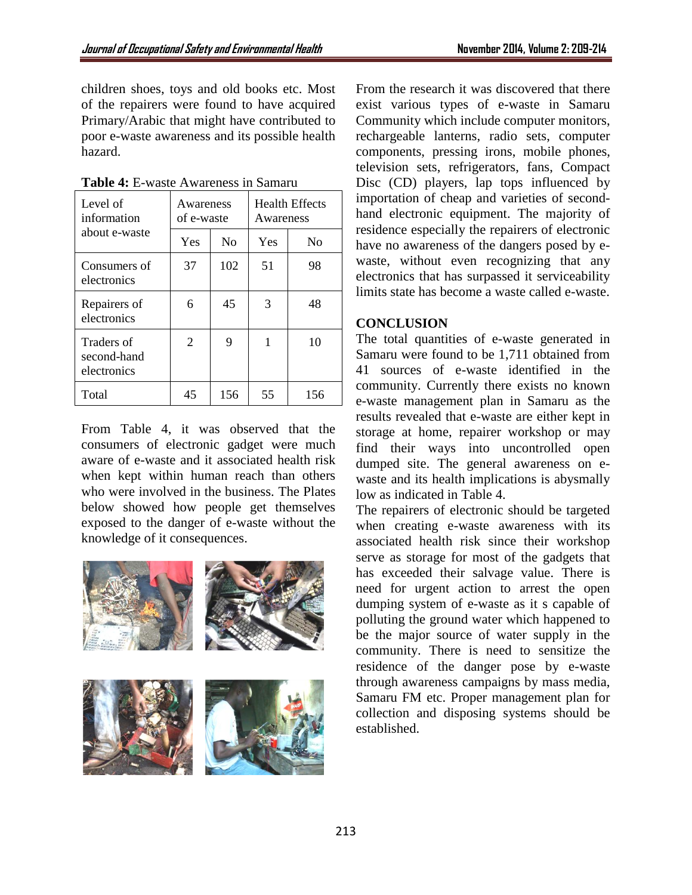children shoes, toys and old books etc. Most of the repairers were found to have acquired Primary/Arabic that might have contributed to poor e-waste awareness and its possible health hazard.

**Table 4:** E-waste Awareness in Samaru

| Level of information about e-waste | Awareness of e-waste | | Health Effects Awareness | |
|---|---|---|---|---|
| | Yes | No | Yes | No |
| Consumers of electronics | 37 | 102 | 51 | 98 |
| Repairers of electronics | 6 | 45 | 3 | 48 |
| Traders of second-hand electronics | 2 | 9 | 1 | 10 |
| Total | 45 | 156 | 55 | 156 |

From Table 4, it was observed that the consumers of electronic gadget were much aware of e-waste and it associated health risk when kept within human reach than others who were involved in the business. The Plates below showed how people get themselves exposed to the danger of e-waste without the knowledge of it consequences.

From the research it was discovered that there exist various types of e-waste in Samaru Community which include computer monitors, rechargeable lanterns, radio sets, computer components, pressing irons, mobile phones, television sets, refrigerators, fans, Compact Disc (CD) players, lap tops influenced by importation of cheap and varieties of second-hand electronic equipment. The majority of residence especially the repairers of electronic have no awareness of the dangers posed by e-waste, without even recognizing that any electronics that has surpassed it serviceability limits state has become a waste called e-waste.

## CONCLUSION

The total quantities of e-waste generated in Samaru were found to be 1,711 obtained from 41 sources of e-waste identified in the community. Currently there exists no known e-waste management plan in Samaru as the results revealed that e-waste are either kept in storage at home, repairer workshop or may find their ways into uncontrolled open dumped site. The general awareness on e-waste and its health implications is abysmally low as indicated in Table 4.

The repairers of electronic should be targeted when creating e-waste awareness with its associated health risk since their workshop serve as storage for most of the gadgets that has exceeded their salvage value. There is need for urgent action to arrest the open dumping system of e-waste as it s capable of polluting the ground water which happened to be the major source of water supply in the community. There is need to sensitize the residence of the danger pose by e-waste through awareness campaigns by mass media, Samaru FM etc. Proper management plan for collection and disposing systems should be established.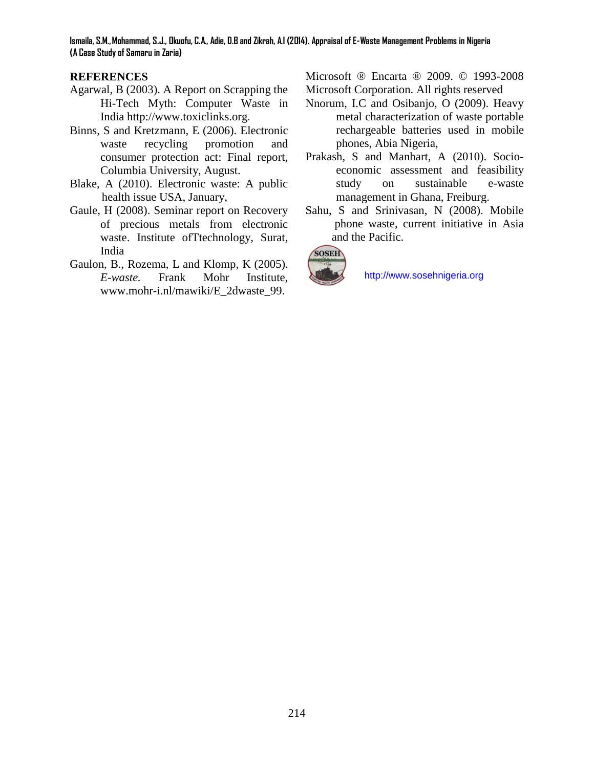## REFERENCES

Agarwal, B (2003). A Report on Scrapping the Hi-Tech Myth: Computer Waste in India http://www.toxiclinks.org.

Binns, S and Kretzmann, E (2006). Electronic waste recycling promotion and consumer protection act: Final report, Columbia University, August.

Blake, A (2010). Electronic waste: A public health issue USA, January,

Gaule, H (2008). Seminar report on Recovery of precious metals from electronic waste. Institute ofTtechnology, Surat, India

Gaulon, B., Rozema, L and Klomp, K (2005). *E-waste.* Frank Mohr Institute, www.mohr-i.nl/mawiki/E_2dwaste_99.

Microsoft ® Encarta ® 2009. © 1993-2008 Microsoft Corporation. All rights reserved

Nnorum, I.C and Osibanjo, O (2009). Heavy metal characterization of waste portable rechargeable batteries used in mobile phones, Abia Nigeria,

Prakash, S and Manhart, A (2010). Socio-economic assessment and feasibility study on sustainable e-waste management in Ghana, Freiburg.

Sahu, S and Srinivasan, N (2008). Mobile phone waste, current initiative in Asia and the Pacific.

SOSEH

http://www.sosehnigeria.org